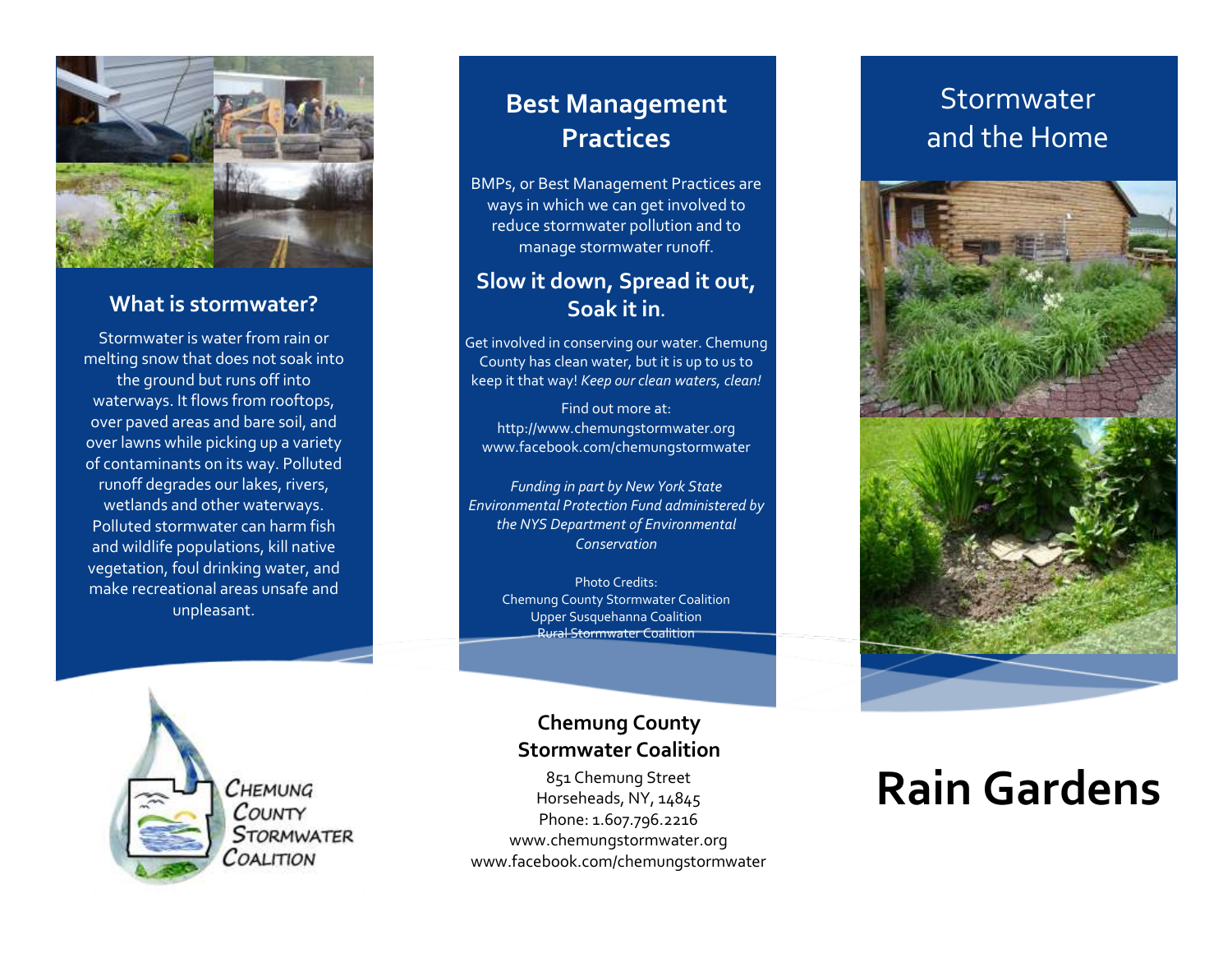## What is stormwater?

Stormwater is water from rain or melting snow that does not soak into the ground but runs off into waterways. It flows from rooftops, over paved areas and bare soil, and over lawns while picking up a variety of contaminants on its way. Polluted runoff degrades our lakes, rivers, wetlands and other waterways. Polluted stormwater can harm fish and wildlife populations, kill native vegetation, foul drinking water, and make recreational areas unsafe and unpleasant.

Chemung County Stormwater Coalition

## Best Management Practices

BMPs, or Best Management Practices are ways in which we can get involved to reduce stormwater pollution and to manage stormwater runoff.

### Slow it down, Spread it out, Soak it in.

Get involved in conserving our water. Chemung County has clean water, but it is up to us to keep it that way! *Keep our clean waters, clean!*

Find out more at:
http://www.chemungstormwater.org
www.facebook.com/chemungstormwater

*Funding in part by New York State Environmental Protection Fund administered by the NYS Department of Environmental Conservation*

Photo Credits:
Chemung County Stormwater Coalition
Upper Susquehanna Coalition
Rural Stormwater Coalition

**Chemung County Stormwater Coalition**

851 Chemung Street
Horseheads, NY, 14845
Phone: 1.607.796.2216
www.chemungstormwater.org
www.facebook.com/chemungstormwater

## Stormwater and the Home

# Rain Gardens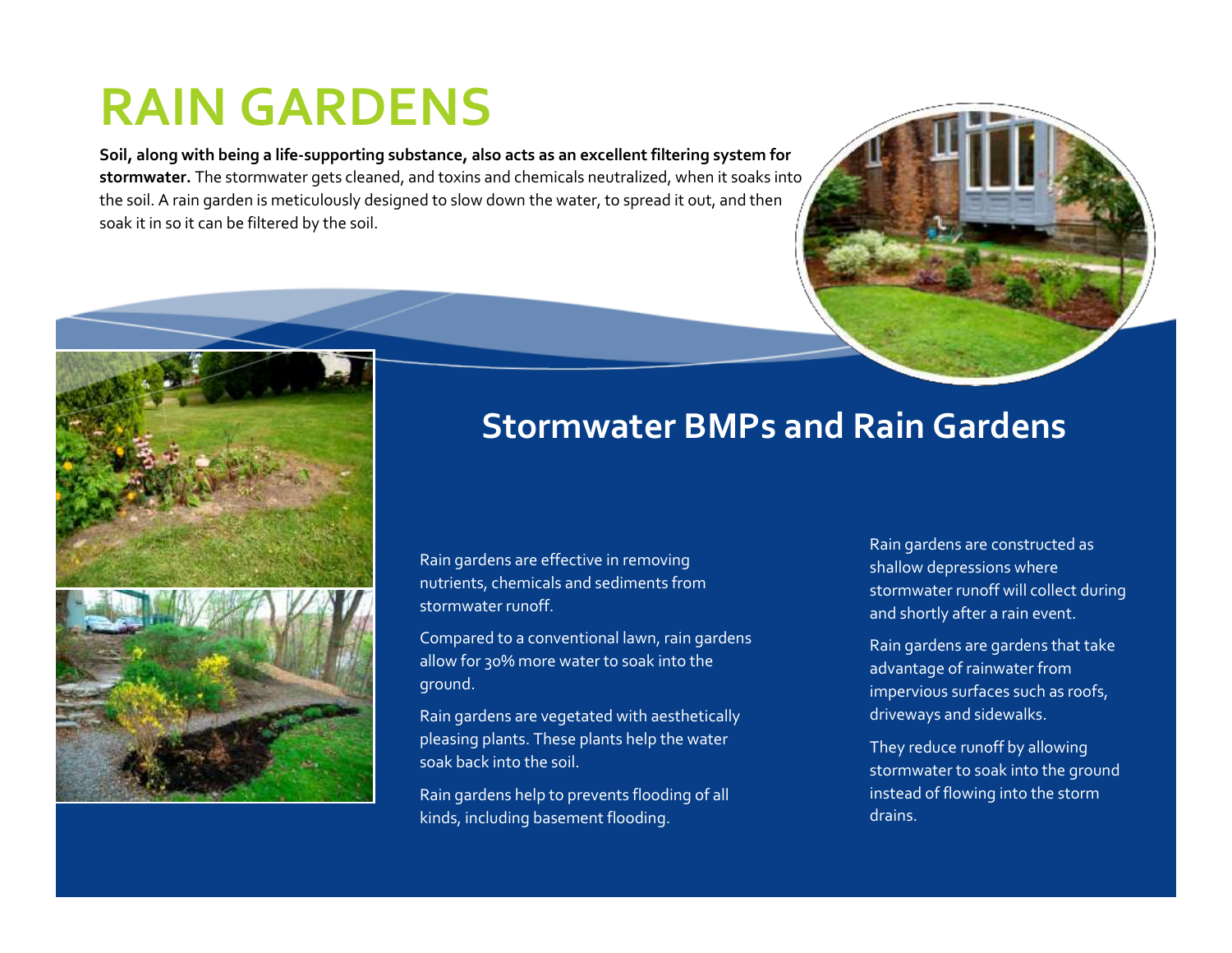# RAIN GARDENS

**Soil, along with being a life-supporting substance, also acts as an excellent filtering system for stormwater.** The stormwater gets cleaned, and toxins and chemicals neutralized, when it soaks into the soil. A rain garden is meticulously designed to slow down the water, to spread it out, and then soak it in so it can be filtered by the soil.

## Stormwater BMPs and Rain Gardens

Rain gardens are effective in removing nutrients, chemicals and sediments from stormwater runoff.

Compared to a conventional lawn, rain gardens allow for 30% more water to soak into the ground.

Rain gardens are vegetated with aesthetically pleasing plants. These plants help the water soak back into the soil.

Rain gardens help to prevents flooding of all kinds, including basement flooding.

Rain gardens are constructed as shallow depressions where stormwater runoff will collect during and shortly after a rain event.

Rain gardens are gardens that take advantage of rainwater from impervious surfaces such as roofs, driveways and sidewalks.

They reduce runoff by allowing stormwater to soak into the ground instead of flowing into the storm drains.